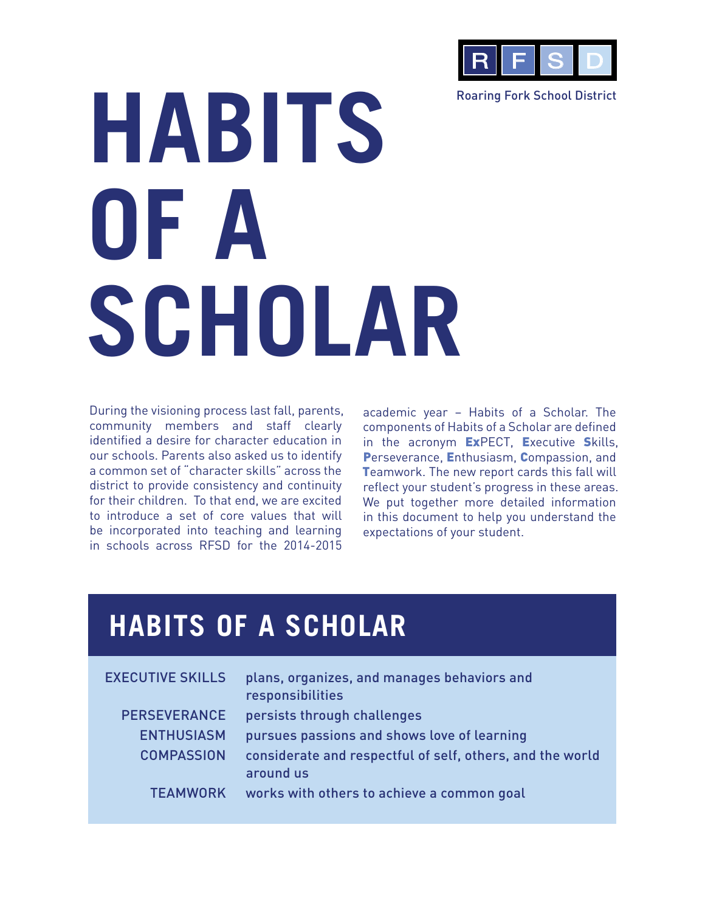RFSD

Roaring Fork School District

# HABITS OF A SCHOLAR

During the visioning process last fall, parents, community members and staff clearly identified a desire for character education in our schools. Parents also asked us to identify a common set of "character skills" across the district to provide consistency and continuity for their children. To that end, we are excited to introduce a set of core values that will be incorporated into teaching and learning in schools across RFSD for the 2014-2015 academic year – Habits of a Scholar. The components of Habits of a Scholar are defined in the acronym **Ex**PECT, **E**xecutive **S**kills, **P**erseverance, **E**nthusiasm, **C**ompassion, and **T**eamwork. The new report cards this fall will reflect your student's progress in these areas. We put together more detailed information in this document to help you understand the expectations of your student.

## HABITS OF A SCHOLAR

| | |
|---|---|
| EXECUTIVE SKILLS | plans, organizes, and manages behaviors and responsibilities |
| PERSEVERANCE | persists through challenges |
| ENTHUSIASM | pursues passions and shows love of learning |
| COMPASSION | considerate and respectful of self, others, and the world around us |
| TEAMWORK | works with others to achieve a common goal |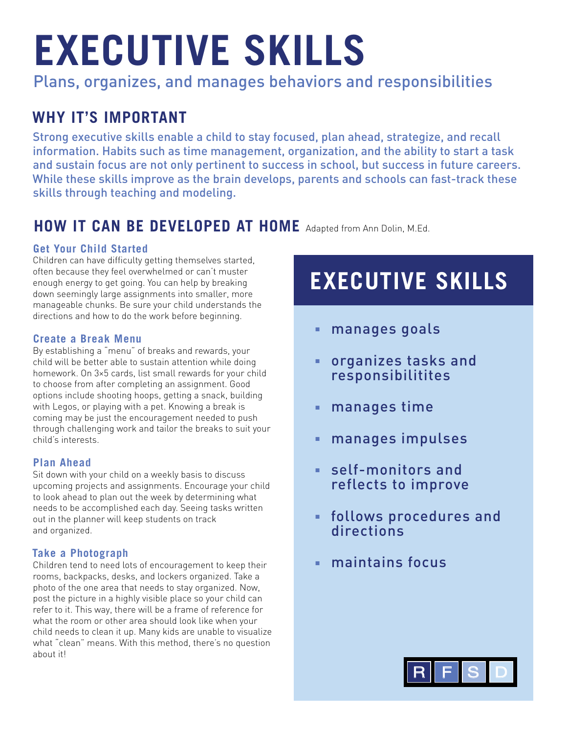# EXECUTIVE SKILLS

Plans, organizes, and manages behaviors and responsibilities

## WHY IT'S IMPORTANT

Strong executive skills enable a child to stay focused, plan ahead, strategize, and recall information. Habits such as time management, organization, and the ability to start a task and sustain focus are not only pertinent to success in school, but success in future careers. While these skills improve as the brain develops, parents and schools can fast-track these skills through teaching and modeling.

## HOW IT CAN BE DEVELOPED AT HOME

Adapted from Ann Dolin, M.Ed.

### Get Your Child Started

Children can have difficulty getting themselves started, often because they feel overwhelmed or can't muster enough energy to get going. You can help by breaking down seemingly large assignments into smaller, more manageable chunks. Be sure your child understands the directions and how to do the work before beginning.

### Create a Break Menu

By establishing a "menu" of breaks and rewards, your child will be better able to sustain attention while doing homework. On 3×5 cards, list small rewards for your child to choose from after completing an assignment. Good options include shooting hoops, getting a snack, building with Legos, or playing with a pet. Knowing a break is coming may be just the encouragement needed to push through challenging work and tailor the breaks to suit your child's interests.

### Plan Ahead

Sit down with your child on a weekly basis to discuss upcoming projects and assignments. Encourage your child to look ahead to plan out the week by determining what needs to be accomplished each day. Seeing tasks written out in the planner will keep students on track and organized.

### Take a Photograph

Children tend to need lots of encouragement to keep their rooms, backpacks, desks, and lockers organized. Take a photo of the one area that needs to stay organized. Now, post the picture in a highly visible place so your child can refer to it. This way, there will be a frame of reference for what the room or other area should look like when your child needs to clean it up. Many kids are unable to visualize what "clean" means. With this method, there's no question about it!

## EXECUTIVE SKILLS

- manages goals
- organizes tasks and responsibilitites
- manages time
- manages impulses
- self-monitors and reflects to improve
- follows procedures and directions
- maintains focus

RFSD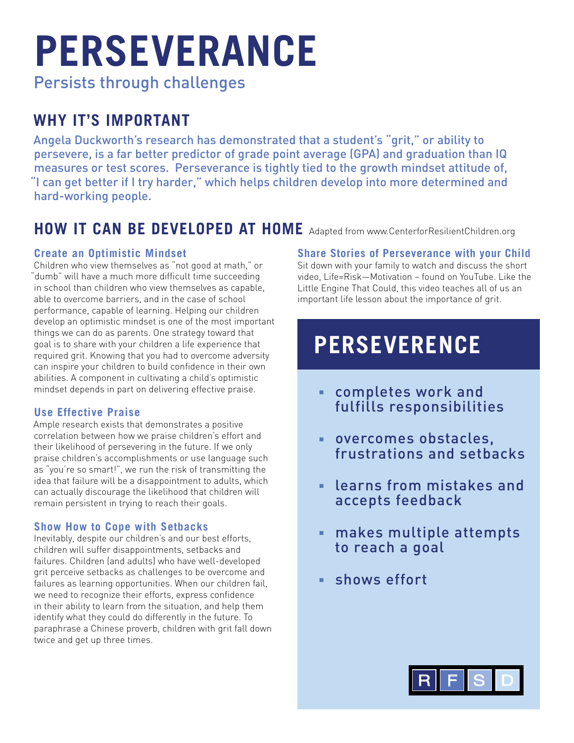# PERSEVERANCE

Persists through challenges

## WHY IT'S IMPORTANT

Angela Duckworth's research has demonstrated that a student's "grit," or ability to persevere, is a far better predictor of grade point average (GPA) and graduation than IQ measures or test scores. Perseverance is tightly tied to the growth mindset attitude of, "I can get better if I try harder," which helps children develop into more determined and hard-working people.

## HOW IT CAN BE DEVELOPED AT HOME

Adapted from www.CenterforResilientChildren.org

### Create an Optimistic Mindset

Children who view themselves as "not good at math," or "dumb" will have a much more difficult time succeeding in school than children who view themselves as capable, able to overcome barriers, and in the case of school performance, capable of learning. Helping our children develop an optimistic mindset is one of the most important things we can do as parents. One strategy toward that goal is to share with your children a life experience that required grit. Knowing that you had to overcome adversity can inspire your children to build confidence in their own abilities. A component in cultivating a child's optimistic mindset depends in part on delivering effective praise.

### Use Effective Praise

Ample research exists that demonstrates a positive correlation between how we praise children's effort and their likelihood of persevering in the future. If we only praise children's accomplishments or use language such as "you're so smart!", we run the risk of transmitting the idea that failure will be a disappointment to adults, which can actually discourage the likelihood that children will remain persistent in trying to reach their goals.

### Show How to Cope with Setbacks

Inevitably, despite our children's and our best efforts, children will suffer disappointments, setbacks and failures. Children (and adults) who have well-developed grit perceive setbacks as challenges to be overcome and failures as learning opportunities. When our children fail, we need to recognize their efforts, express confidence in their ability to learn from the situation, and help them identify what they could do differently in the future. To paraphrase a Chinese proverb, children with grit fall down twice and get up three times.

### Share Stories of Perseverance with your Child

Sit down with your family to watch and discuss the short video, Life=Risk—Motivation – found on YouTube. Like the Little Engine That Could, this video teaches all of us an important life lesson about the importance of grit.

## PERSEVERENCE

- completes work and fulfills responsibilities
- overcomes obstacles, frustrations and setbacks
- learns from mistakes and accepts feedback
- makes multiple attempts to reach a goal
- shows effort

RFSD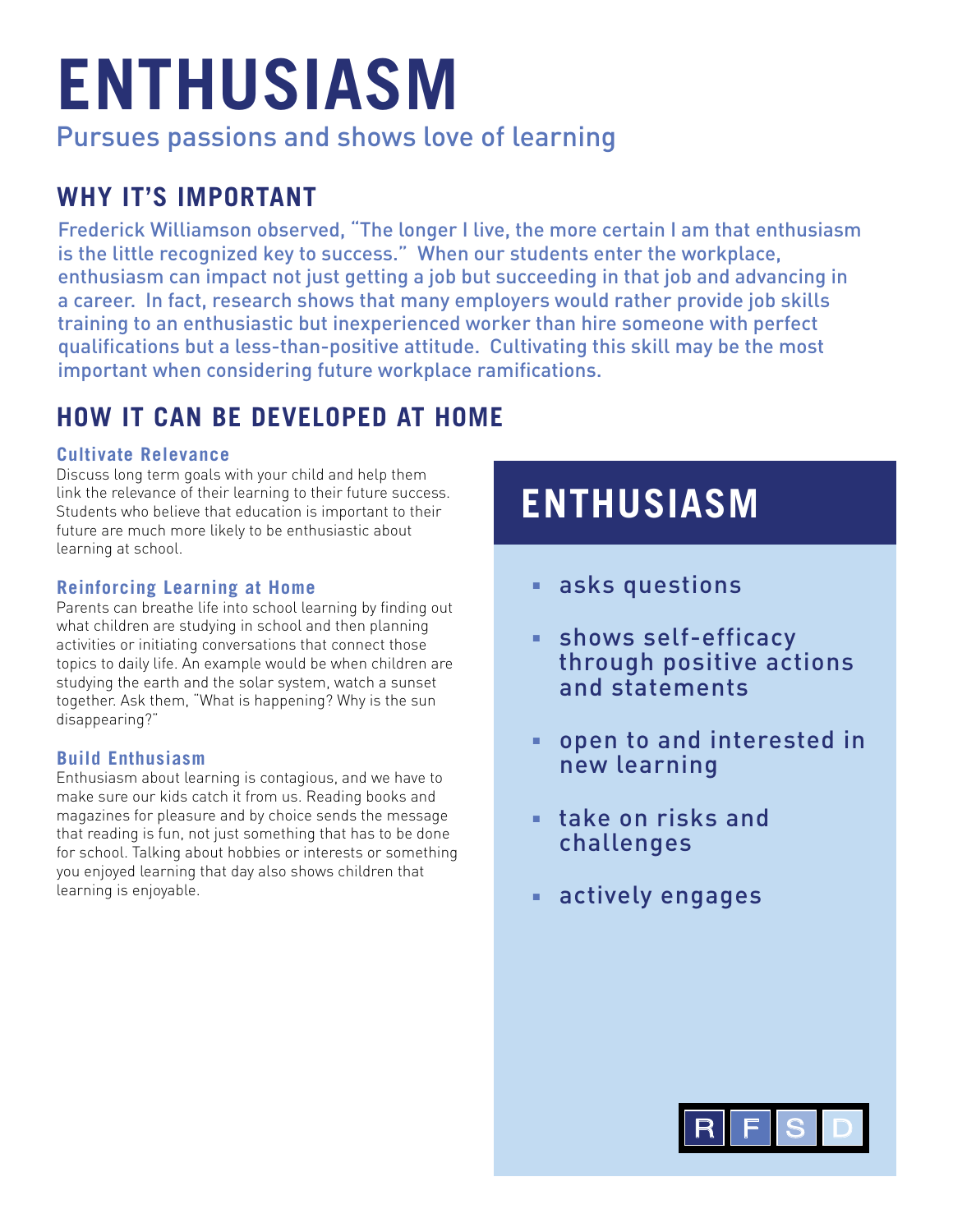# ENTHUSIASM

Pursues passions and shows love of learning

## WHY IT'S IMPORTANT

Frederick Williamson observed, "The longer I live, the more certain I am that enthusiasm is the little recognized key to success." When our students enter the workplace, enthusiasm can impact not just getting a job but succeeding in that job and advancing in a career. In fact, research shows that many employers would rather provide job skills training to an enthusiastic but inexperienced worker than hire someone with perfect qualifications but a less-than-positive attitude. Cultivating this skill may be the most important when considering future workplace ramifications.

## HOW IT CAN BE DEVELOPED AT HOME

### Cultivate Relevance

Discuss long term goals with your child and help them link the relevance of their learning to their future success. Students who believe that education is important to their future are much more likely to be enthusiastic about learning at school.

### Reinforcing Learning at Home

Parents can breathe life into school learning by finding out what children are studying in school and then planning activities or initiating conversations that connect those topics to daily life. An example would be when children are studying the earth and the solar system, watch a sunset together. Ask them, "What is happening? Why is the sun disappearing?"

### Build Enthusiasm

Enthusiasm about learning is contagious, and we have to make sure our kids catch it from us. Reading books and magazines for pleasure and by choice sends the message that reading is fun, not just something that has to be done for school. Talking about hobbies or interests or something you enjoyed learning that day also shows children that learning is enjoyable.

## ENTHUSIASM

- asks questions
- shows self-efficacy through positive actions and statements
- open to and interested in new learning
- take on risks and challenges
- actively engages

RFSD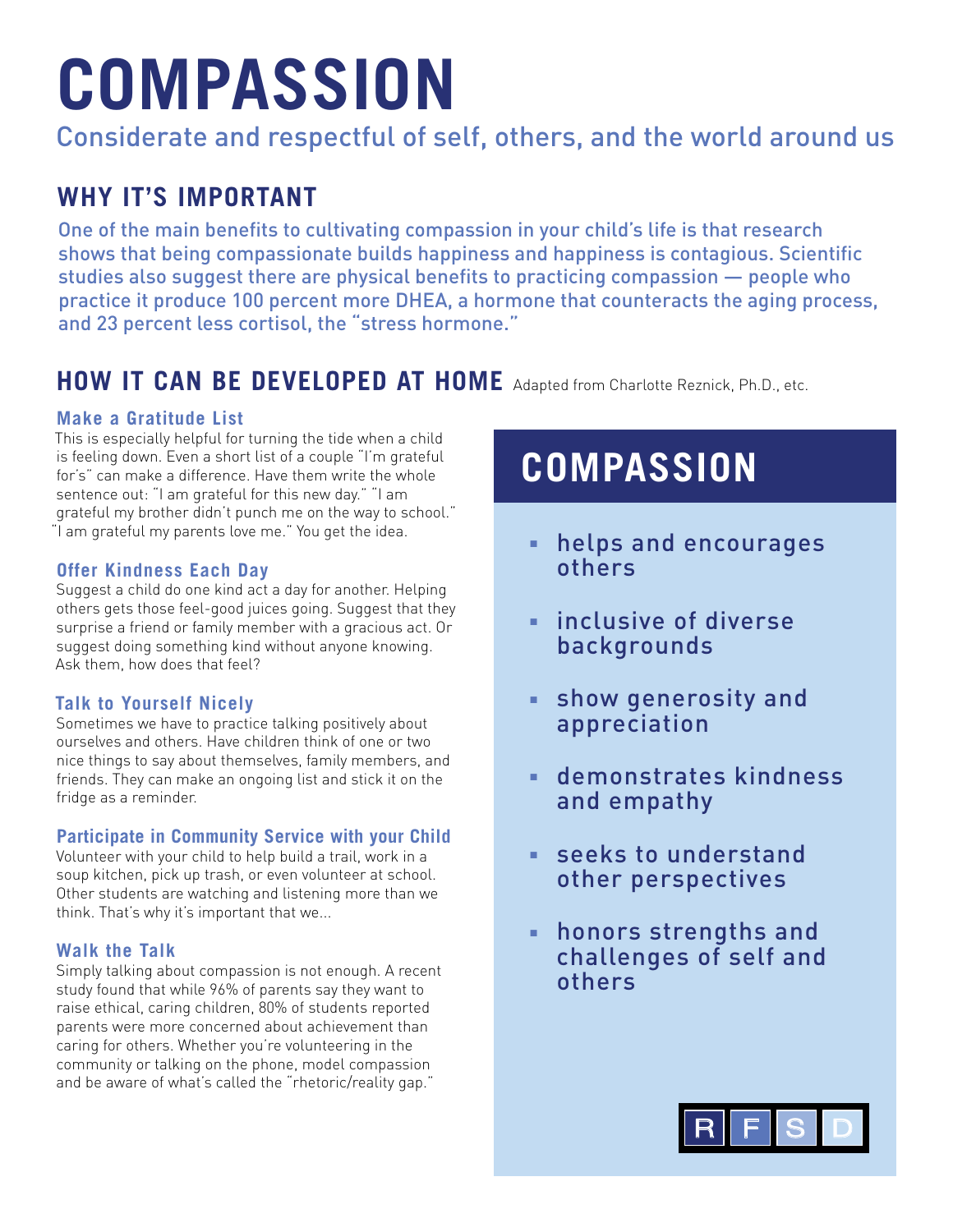# COMPASSION

Considerate and respectful of self, others, and the world around us

## WHY IT'S IMPORTANT

One of the main benefits to cultivating compassion in your child's life is that research shows that being compassionate builds happiness and happiness is contagious. Scientific studies also suggest there are physical benefits to practicing compassion — people who practice it produce 100 percent more DHEA, a hormone that counteracts the aging process, and 23 percent less cortisol, the "stress hormone."

## HOW IT CAN BE DEVELOPED AT HOME

Adapted from Charlotte Reznick, Ph.D., etc.

### Make a Gratitude List

This is especially helpful for turning the tide when a child is feeling down. Even a short list of a couple "I'm grateful for's" can make a difference. Have them write the whole sentence out: "I am grateful for this new day." "I am grateful my brother didn't punch me on the way to school." "I am grateful my parents love me." You get the idea.

### Offer Kindness Each Day

Suggest a child do one kind act a day for another. Helping others gets those feel-good juices going. Suggest that they surprise a friend or family member with a gracious act. Or suggest doing something kind without anyone knowing. Ask them, how does that feel?

### Talk to Yourself Nicely

Sometimes we have to practice talking positively about ourselves and others. Have children think of one or two nice things to say about themselves, family members, and friends. They can make an ongoing list and stick it on the fridge as a reminder.

### Participate in Community Service with your Child

Volunteer with your child to help build a trail, work in a soup kitchen, pick up trash, or even volunteer at school. Other students are watching and listening more than we think. That's why it's important that we...

### Walk the Talk

Simply talking about compassion is not enough. A recent study found that while 96% of parents say they want to raise ethical, caring children, 80% of students reported parents were more concerned about achievement than caring for others. Whether you're volunteering in the community or talking on the phone, model compassion and be aware of what's called the "rhetoric/reality gap."

## COMPASSION

- helps and encourages others
- inclusive of diverse backgrounds
- show generosity and appreciation
- demonstrates kindness and empathy
- seeks to understand other perspectives
- honors strengths and challenges of self and others

RFSD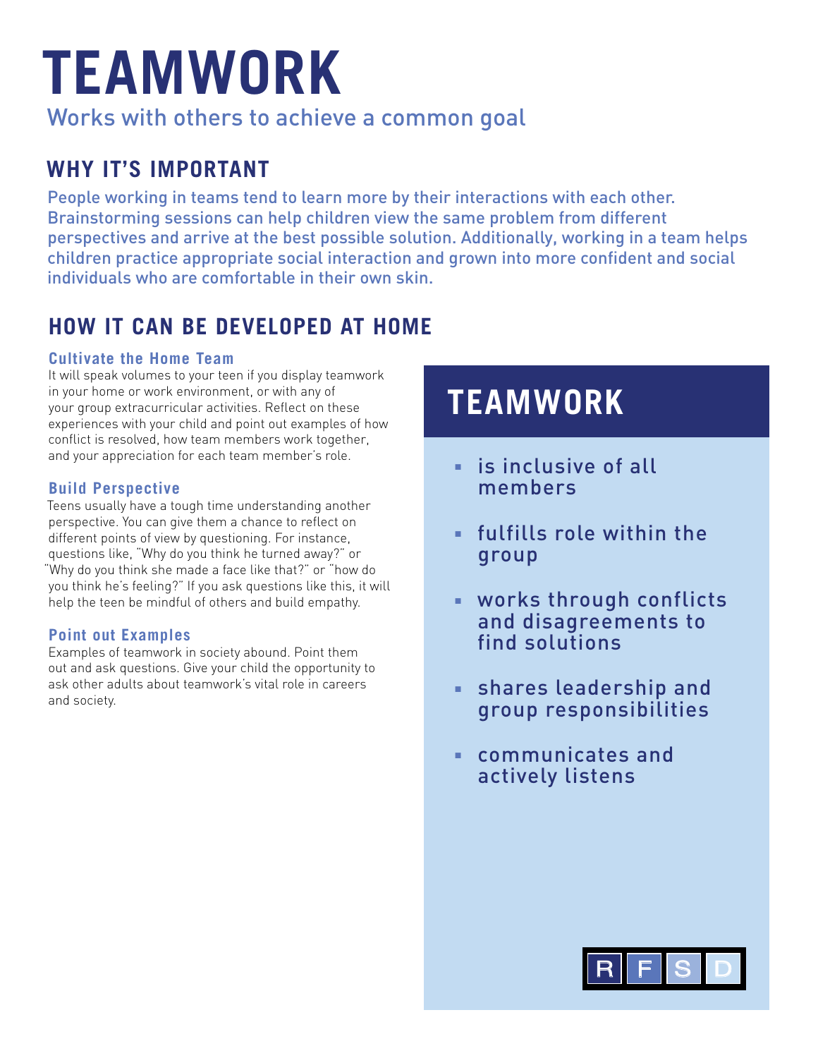# TEAMWORK

Works with others to achieve a common goal

## WHY IT'S IMPORTANT

People working in teams tend to learn more by their interactions with each other. Brainstorming sessions can help children view the same problem from different perspectives and arrive at the best possible solution. Additionally, working in a team helps children practice appropriate social interaction and grown into more confident and social individuals who are comfortable in their own skin.

## HOW IT CAN BE DEVELOPED AT HOME

### Cultivate the Home Team

It will speak volumes to your teen if you display teamwork in your home or work environment, or with any of your group extracurricular activities. Reflect on these experiences with your child and point out examples of how conflict is resolved, how team members work together, and your appreciation for each team member's role.

### Build Perspective

Teens usually have a tough time understanding another perspective. You can give them a chance to reflect on different points of view by questioning. For instance, questions like, "Why do you think he turned away?" or "Why do you think she made a face like that?" or "how do you think he's feeling?" If you ask questions like this, it will help the teen be mindful of others and build empathy.

### Point out Examples

Examples of teamwork in society abound. Point them out and ask questions. Give your child the opportunity to ask other adults about teamwork's vital role in careers and society.

## TEAMWORK

- is inclusive of all members
- fulfills role within the group
- works through conflicts and disagreements to find solutions
- shares leadership and group responsibilities
- communicates and actively listens

RFSD